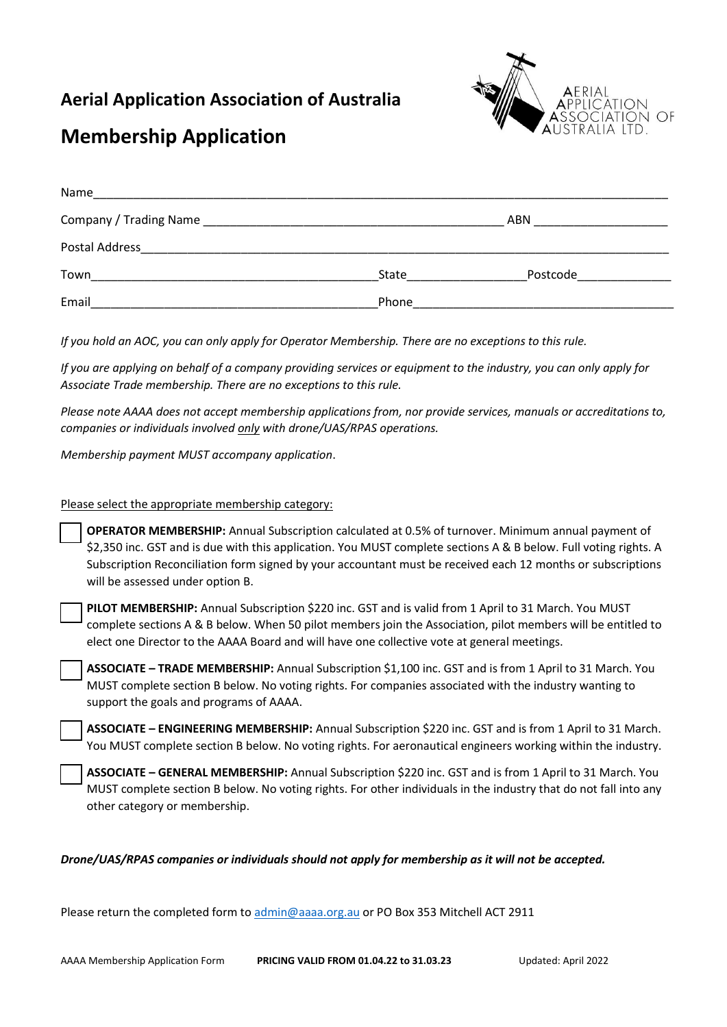# Aerial Application Association of Australia

# Membership Application

Name_______________________________________________________________________________

Company / Trading Name _____________________________________________ ABN ___________________

Postal Address_________________________________________________________________________

Town__________________________________________ State________________ Postcode_____________

Email__________________________________________ Phone____________________________________

*If you hold an AOC, you can only apply for Operator Membership. There are no exceptions to this rule.*

*If you are applying on behalf of a company providing services or equipment to the industry, you can only apply for Associate Trade membership. There are no exceptions to this rule.*

*Please note AAAA does not accept membership applications from, nor provide services, manuals or accreditations to, companies or individuals involved only with drone/UAS/RPAS operations.*

*Membership payment MUST accompany application*.

Please select the appropriate membership category:

☐ **OPERATOR MEMBERSHIP:** Annual Subscription calculated at 0.5% of turnover. Minimum annual payment of $2,350 inc. GST and is due with this application. You MUST complete sections A & B below. Full voting rights. A Subscription Reconciliation form signed by your accountant must be received each 12 months or subscriptions will be assessed under option B.

☐ **PILOT MEMBERSHIP:** Annual Subscription $220 inc. GST and is valid from 1 April to 31 March. You MUST complete sections A & B below. When 50 pilot members join the Association, pilot members will be entitled to elect one Director to the AAAA Board and will have one collective vote at general meetings.

☐ **ASSOCIATE – TRADE MEMBERSHIP:** Annual Subscription $1,100 inc. GST and is from 1 April to 31 March. You MUST complete section B below. No voting rights. For companies associated with the industry wanting to support the goals and programs of AAAA.

☐ **ASSOCIATE – ENGINEERING MEMBERSHIP:** Annual Subscription $220 inc. GST and is from 1 April to 31 March. You MUST complete section B below. No voting rights. For aeronautical engineers working within the industry.

☐ **ASSOCIATE – GENERAL MEMBERSHIP:** Annual Subscription $220 inc. GST and is from 1 April to 31 March. You MUST complete section B below. No voting rights. For other individuals in the industry that do not fall into any other category or membership.

***Drone/UAS/RPAS companies or individuals should not apply for membership as it will not be accepted.***

Please return the completed form to admin@aaaa.org.au or PO Box 353 Mitchell ACT 2911

AAAA Membership Application Form **PRICING VALID FROM 01.04.22 to 31.03.23** Updated: April 2022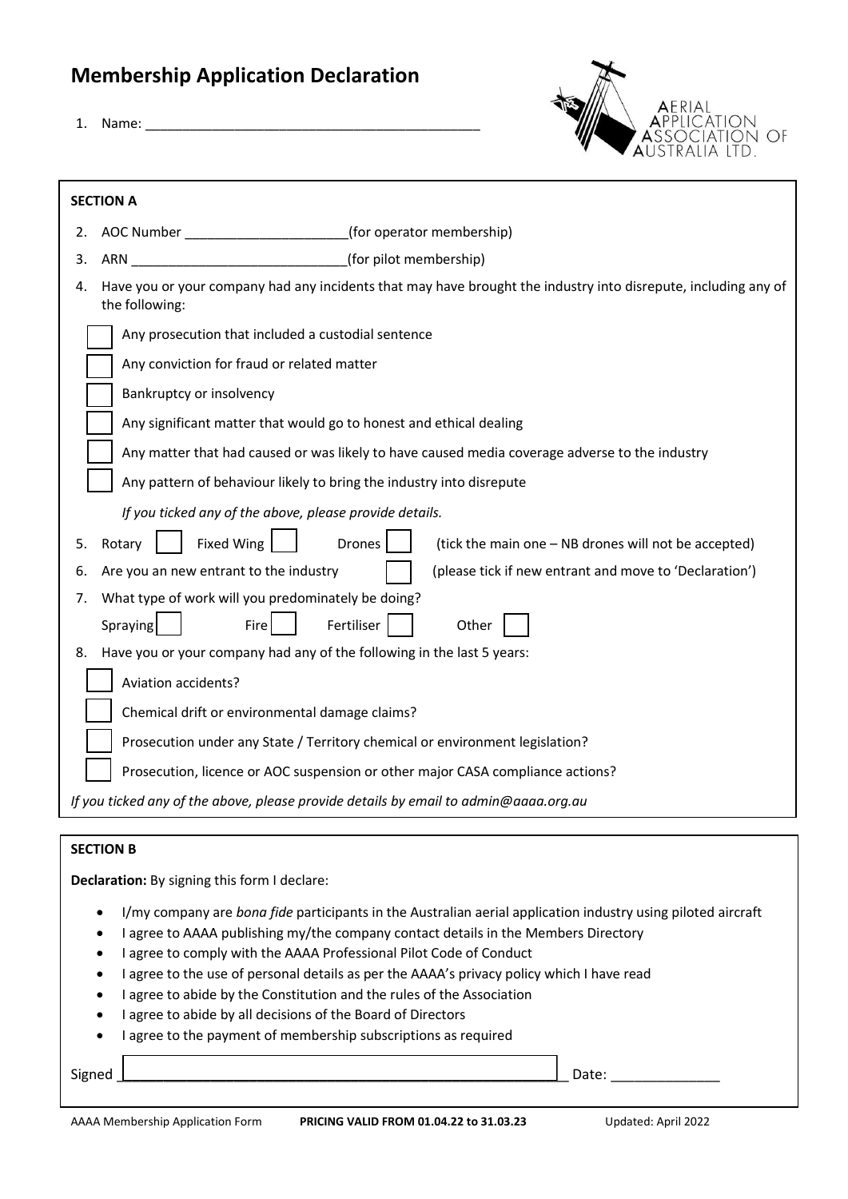# Membership Application Declaration

1. Name: _______________________________________________

AERIAL APPLICATION ASSOCIATION OF AUSTRALIA LTD.

**SECTION A**

2. AOC Number ______________________(for operator membership)
3. ARN _____________________________(for pilot membership)
4. Have you or your company had any incidents that may have brought the industry into disrepute, including any of the following:

- [ ] Any prosecution that included a custodial sentence
- [ ] Any conviction for fraud or related matter
- [ ] Bankruptcy or insolvency
- [ ] Any significant matter that would go to honest and ethical dealing
- [ ] Any matter that had caused or was likely to have caused media coverage adverse to the industry
- [ ] Any pattern of behaviour likely to bring the industry into disrepute

*If you ticked any of the above, please provide details.*

5. Rotary [ ] Fixed Wing [ ] Drones [ ] (tick the main one – NB drones will not be accepted)
6. Are you an new entrant to the industry [ ] (please tick if new entrant and move to 'Declaration')
7. What type of work will you predominately be doing?

   Spraying [ ] Fire [ ] Fertiliser [ ] Other [ ]

8. Have you or your company had any of the following in the last 5 years:

- [ ] Aviation accidents?
- [ ] Chemical drift or environmental damage claims?
- [ ] Prosecution under any State / Territory chemical or environment legislation?
- [ ] Prosecution, licence or AOC suspension or other major CASA compliance actions?

*If you ticked any of the above, please provide details by email to admin@aaaa.org.au*

**SECTION B**

**Declaration:** By signing this form I declare:

- I/my company are *bona fide* participants in the Australian aerial application industry using piloted aircraft
- I agree to AAAA publishing my/the company contact details in the Members Directory
- I agree to comply with the AAAA Professional Pilot Code of Conduct
- I agree to the use of personal details as per the AAAA's privacy policy which I have read
- I agree to abide by the Constitution and the rules of the Association
- I agree to abide by all decisions of the Board of Directors
- I agree to the payment of membership subscriptions as required

Signed ___________________________________________________________ Date: ______________

AAAA Membership Application Form **PRICING VALID FROM 01.04.22 to 31.03.23** Updated: April 2022